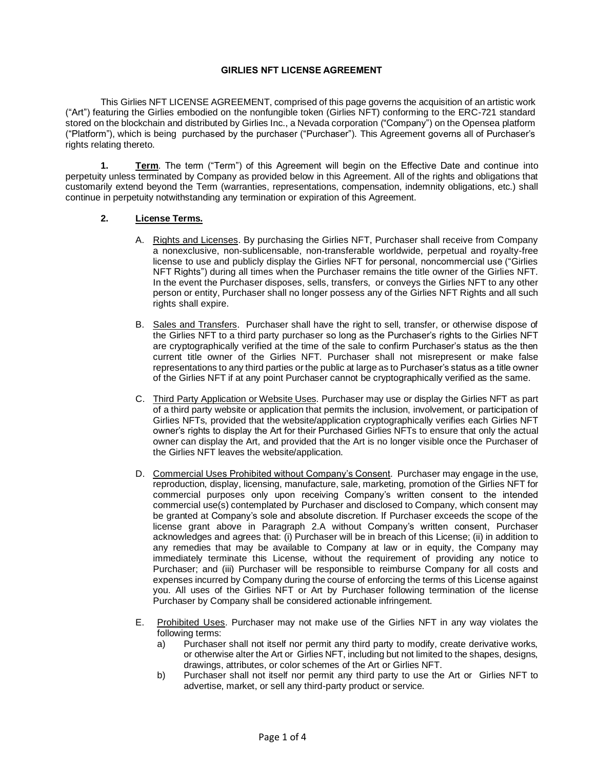# GIRLIES NFT LICENSE AGREEMENT

This Girlies NFT LICENSE AGREEMENT, comprised of this page governs the acquisition of an artistic work ("Art") featuring the Girlies embodied on the nonfungible token (Girlies NFT) conforming to the ERC-721 standard stored on the blockchain and distributed by Girlies Inc., a Nevada corporation ("Company") on the Opensea platform ("Platform"), which is being purchased by the purchaser ("Purchaser"). This Agreement governs all of Purchaser's rights relating thereto.

**1. Term**. The term ("Term") of this Agreement will begin on the Effective Date and continue into perpetuity unless terminated by Company as provided below in this Agreement. All of the rights and obligations that customarily extend beyond the Term (warranties, representations, compensation, indemnity obligations, etc.) shall continue in perpetuity notwithstanding any termination or expiration of this Agreement.

**2. License Terms.**

A. Rights and Licenses. By purchasing the Girlies NFT, Purchaser shall receive from Company a nonexclusive, non-sublicensable, non-transferable worldwide, perpetual and royalty-free license to use and publicly display the Girlies NFT for personal, noncommercial use ("Girlies NFT Rights") during all times when the Purchaser remains the title owner of the Girlies NFT. In the event the Purchaser disposes, sells, transfers, or conveys the Girlies NFT to any other person or entity, Purchaser shall no longer possess any of the Girlies NFT Rights and all such rights shall expire.

B. Sales and Transfers. Purchaser shall have the right to sell, transfer, or otherwise dispose of the Girlies NFT to a third party purchaser so long as the Purchaser's rights to the Girlies NFT are cryptographically verified at the time of the sale to confirm Purchaser's status as the then current title owner of the Girlies NFT. Purchaser shall not misrepresent or make false representations to any third parties or the public at large as to Purchaser's status as a title owner of the Girlies NFT if at any point Purchaser cannot be cryptographically verified as the same.

C. Third Party Application or Website Uses. Purchaser may use or display the Girlies NFT as part of a third party website or application that permits the inclusion, involvement, or participation of Girlies NFTs, provided that the website/application cryptographically verifies each Girlies NFT owner's rights to display the Art for their Purchased Girlies NFTs to ensure that only the actual owner can display the Art, and provided that the Art is no longer visible once the Purchaser of the Girlies NFT leaves the website/application.

D. Commercial Uses Prohibited without Company's Consent. Purchaser may engage in the use, reproduction, display, licensing, manufacture, sale, marketing, promotion of the Girlies NFT for commercial purposes only upon receiving Company's written consent to the intended commercial use(s) contemplated by Purchaser and disclosed to Company, which consent may be granted at Company's sole and absolute discretion. If Purchaser exceeds the scope of the license grant above in Paragraph 2.A without Company's written consent, Purchaser acknowledges and agrees that: (i) Purchaser will be in breach of this License; (ii) in addition to any remedies that may be available to Company at law or in equity, the Company may immediately terminate this License, without the requirement of providing any notice to Purchaser; and (iii) Purchaser will be responsible to reimburse Company for all costs and expenses incurred by Company during the course of enforcing the terms of this License against you. All uses of the Girlies NFT or Art by Purchaser following termination of the license Purchaser by Company shall be considered actionable infringement.

E. Prohibited Uses. Purchaser may not make use of the Girlies NFT in any way violates the following terms:

a) Purchaser shall not itself nor permit any third party to modify, create derivative works, or otherwise alter the Art or Girlies NFT, including but not limited to the shapes, designs, drawings, attributes, or color schemes of the Art or Girlies NFT.

b) Purchaser shall not itself nor permit any third party to use the Art or Girlies NFT to advertise, market, or sell any third-party product or service.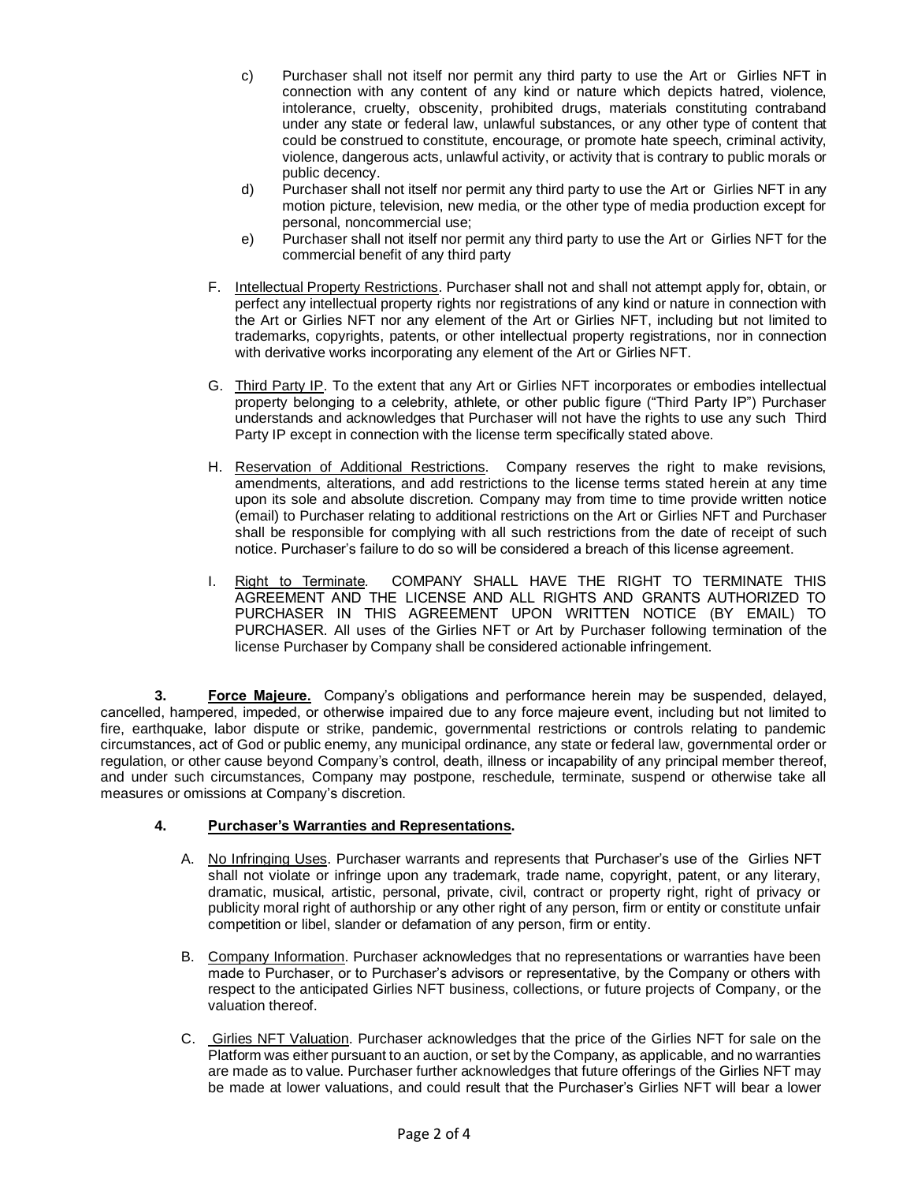c) Purchaser shall not itself nor permit any third party to use the Art or Girlies NFT in connection with any content of any kind or nature which depicts hatred, violence, intolerance, cruelty, obscenity, prohibited drugs, materials constituting contraband under any state or federal law, unlawful substances, or any other type of content that could be construed to constitute, encourage, or promote hate speech, criminal activity, violence, dangerous acts, unlawful activity, or activity that is contrary to public morals or public decency.

d) Purchaser shall not itself nor permit any third party to use the Art or Girlies NFT in any motion picture, television, new media, or the other type of media production except for personal, noncommercial use;

e) Purchaser shall not itself nor permit any third party to use the Art or Girlies NFT for the commercial benefit of any third party

F. Intellectual Property Restrictions. Purchaser shall not and shall not attempt apply for, obtain, or perfect any intellectual property rights nor registrations of any kind or nature in connection with the Art or Girlies NFT nor any element of the Art or Girlies NFT, including but not limited to trademarks, copyrights, patents, or other intellectual property registrations, nor in connection with derivative works incorporating any element of the Art or Girlies NFT.

G. Third Party IP. To the extent that any Art or Girlies NFT incorporates or embodies intellectual property belonging to a celebrity, athlete, or other public figure ("Third Party IP") Purchaser understands and acknowledges that Purchaser will not have the rights to use any such Third Party IP except in connection with the license term specifically stated above.

H. Reservation of Additional Restrictions. Company reserves the right to make revisions, amendments, alterations, and add restrictions to the license terms stated herein at any time upon its sole and absolute discretion. Company may from time to time provide written notice (email) to Purchaser relating to additional restrictions on the Art or Girlies NFT and Purchaser shall be responsible for complying with all such restrictions from the date of receipt of such notice. Purchaser's failure to do so will be considered a breach of this license agreement.

I. Right to Terminate. COMPANY SHALL HAVE THE RIGHT TO TERMINATE THIS AGREEMENT AND THE LICENSE AND ALL RIGHTS AND GRANTS AUTHORIZED TO PURCHASER IN THIS AGREEMENT UPON WRITTEN NOTICE (BY EMAIL) TO PURCHASER. All uses of the Girlies NFT or Art by Purchaser following termination of the license Purchaser by Company shall be considered actionable infringement.

**3. Force Majeure.** Company's obligations and performance herein may be suspended, delayed, cancelled, hampered, impeded, or otherwise impaired due to any force majeure event, including but not limited to fire, earthquake, labor dispute or strike, pandemic, governmental restrictions or controls relating to pandemic circumstances, act of God or public enemy, any municipal ordinance, any state or federal law, governmental order or regulation, or other cause beyond Company's control, death, illness or incapability of any principal member thereof, and under such circumstances, Company may postpone, reschedule, terminate, suspend or otherwise take all measures or omissions at Company's discretion.

**4. Purchaser's Warranties and Representations.**

A. No Infringing Uses. Purchaser warrants and represents that Purchaser's use of the Girlies NFT shall not violate or infringe upon any trademark, trade name, copyright, patent, or any literary, dramatic, musical, artistic, personal, private, civil, contract or property right, right of privacy or publicity moral right of authorship or any other right of any person, firm or entity or constitute unfair competition or libel, slander or defamation of any person, firm or entity.

B. Company Information. Purchaser acknowledges that no representations or warranties have been made to Purchaser, or to Purchaser's advisors or representative, by the Company or others with respect to the anticipated Girlies NFT business, collections, or future projects of Company, or the valuation thereof.

C. Girlies NFT Valuation. Purchaser acknowledges that the price of the Girlies NFT for sale on the Platform was either pursuant to an auction, or set by the Company, as applicable, and no warranties are made as to value. Purchaser further acknowledges that future offerings of the Girlies NFT may be made at lower valuations, and could result that the Purchaser's Girlies NFT will bear a lower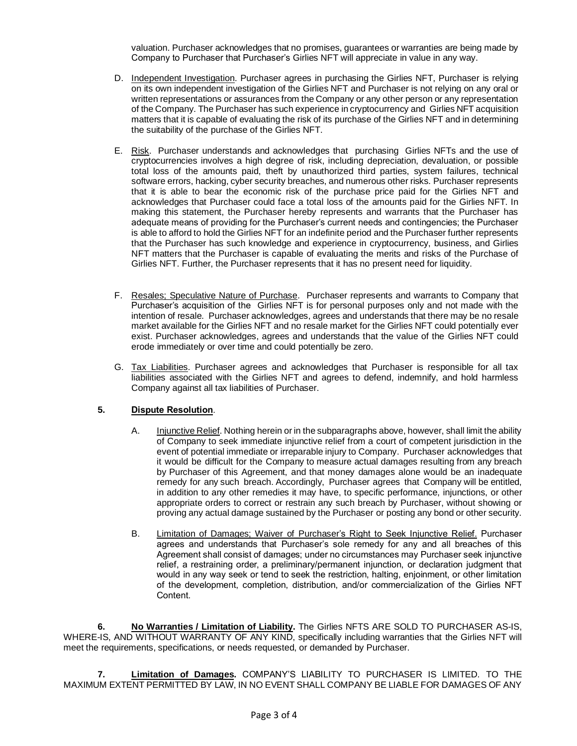valuation. Purchaser acknowledges that no promises, guarantees or warranties are being made by Company to Purchaser that Purchaser's Girlies NFT will appreciate in value in any way.

D. Independent Investigation. Purchaser agrees in purchasing the Girlies NFT, Purchaser is relying on its own independent investigation of the Girlies NFT and Purchaser is not relying on any oral or written representations or assurances from the Company or any other person or any representation of the Company. The Purchaser has such experience in cryptocurrency and Girlies NFT acquisition matters that it is capable of evaluating the risk of its purchase of the Girlies NFT and in determining the suitability of the purchase of the Girlies NFT.

E. Risk. Purchaser understands and acknowledges that purchasing Girlies NFTs and the use of cryptocurrencies involves a high degree of risk, including depreciation, devaluation, or possible total loss of the amounts paid, theft by unauthorized third parties, system failures, technical software errors, hacking, cyber security breaches, and numerous other risks. Purchaser represents that it is able to bear the economic risk of the purchase price paid for the Girlies NFT and acknowledges that Purchaser could face a total loss of the amounts paid for the Girlies NFT. In making this statement, the Purchaser hereby represents and warrants that the Purchaser has adequate means of providing for the Purchaser's current needs and contingencies; the Purchaser is able to afford to hold the Girlies NFT for an indefinite period and the Purchaser further represents that the Purchaser has such knowledge and experience in cryptocurrency, business, and Girlies NFT matters that the Purchaser is capable of evaluating the merits and risks of the Purchase of Girlies NFT. Further, the Purchaser represents that it has no present need for liquidity.

F. Resales; Speculative Nature of Purchase. Purchaser represents and warrants to Company that Purchaser's acquisition of the Girlies NFT is for personal purposes only and not made with the intention of resale. Purchaser acknowledges, agrees and understands that there may be no resale market available for the Girlies NFT and no resale market for the Girlies NFT could potentially ever exist. Purchaser acknowledges, agrees and understands that the value of the Girlies NFT could erode immediately or over time and could potentially be zero.

G. Tax Liabilities. Purchaser agrees and acknowledges that Purchaser is responsible for all tax liabilities associated with the Girlies NFT and agrees to defend, indemnify, and hold harmless Company against all tax liabilities of Purchaser.

**5. Dispute Resolution**.

A. Injunctive Relief. Nothing herein or in the subparagraphs above, however, shall limit the ability of Company to seek immediate injunctive relief from a court of competent jurisdiction in the event of potential immediate or irreparable injury to Company. Purchaser acknowledges that it would be difficult for the Company to measure actual damages resulting from any breach by Purchaser of this Agreement, and that money damages alone would be an inadequate remedy for any such breach. Accordingly, Purchaser agrees that Company will be entitled, in addition to any other remedies it may have, to specific performance, injunctions, or other appropriate orders to correct or restrain any such breach by Purchaser, without showing or proving any actual damage sustained by the Purchaser or posting any bond or other security.

B. Limitation of Damages; Waiver of Purchaser's Right to Seek Injunctive Relief. Purchaser agrees and understands that Purchaser's sole remedy for any and all breaches of this Agreement shall consist of damages; under no circumstances may Purchaser seek injunctive relief, a restraining order, a preliminary/permanent injunction, or declaration judgment that would in any way seek or tend to seek the restriction, halting, enjoinment, or other limitation of the development, completion, distribution, and/or commercialization of the Girlies NFT Content.

**6. No Warranties / Limitation of Liability.** The Girlies NFTS ARE SOLD TO PURCHASER AS-IS, WHERE-IS, AND WITHOUT WARRANTY OF ANY KIND, specifically including warranties that the Girlies NFT will meet the requirements, specifications, or needs requested, or demanded by Purchaser.

**7. Limitation of Damages.** COMPANY'S LIABILITY TO PURCHASER IS LIMITED. TO THE MAXIMUM EXTENT PERMITTED BY LAW, IN NO EVENT SHALL COMPANY BE LIABLE FOR DAMAGES OF ANY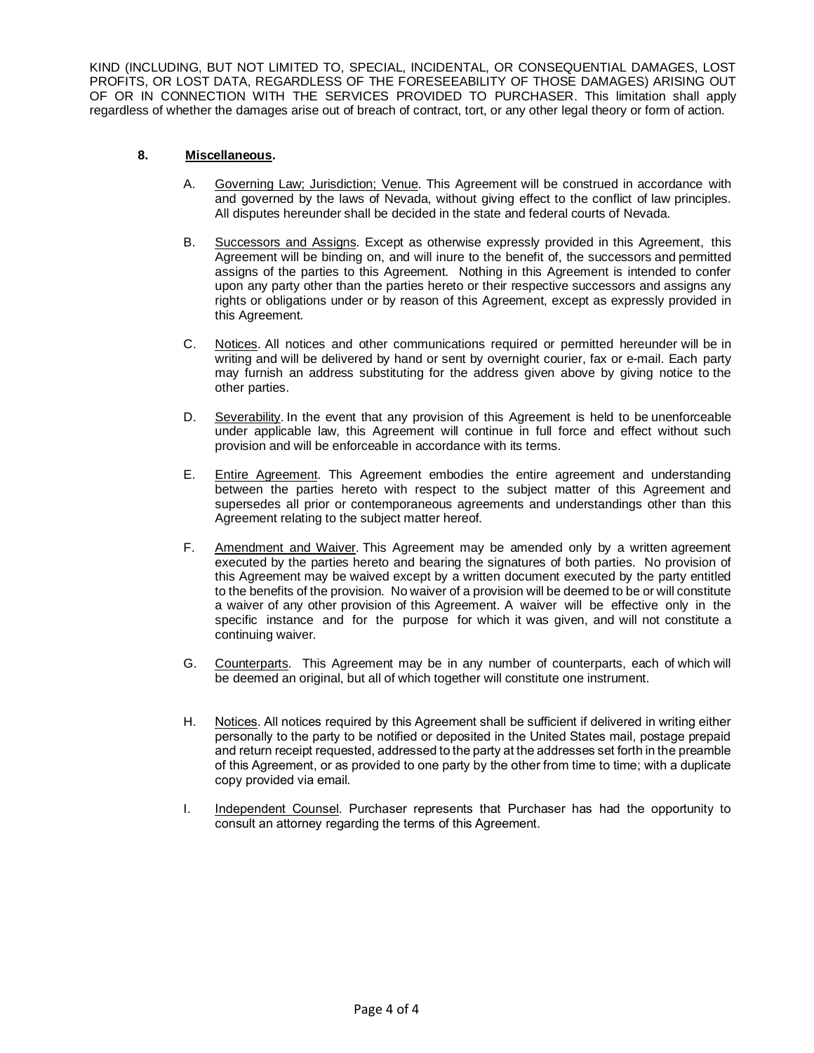KIND (INCLUDING, BUT NOT LIMITED TO, SPECIAL, INCIDENTAL, OR CONSEQUENTIAL DAMAGES, LOST PROFITS, OR LOST DATA, REGARDLESS OF THE FORESEEABILITY OF THOSE DAMAGES) ARISING OUT OF OR IN CONNECTION WITH THE SERVICES PROVIDED TO PURCHASER. This limitation shall apply regardless of whether the damages arise out of breach of contract, tort, or any other legal theory or form of action.

**8. Miscellaneous.**

A. Governing Law; Jurisdiction; Venue. This Agreement will be construed in accordance with and governed by the laws of Nevada, without giving effect to the conflict of law principles. All disputes hereunder shall be decided in the state and federal courts of Nevada.

B. Successors and Assigns. Except as otherwise expressly provided in this Agreement, this Agreement will be binding on, and will inure to the benefit of, the successors and permitted assigns of the parties to this Agreement. Nothing in this Agreement is intended to confer upon any party other than the parties hereto or their respective successors and assigns any rights or obligations under or by reason of this Agreement, except as expressly provided in this Agreement.

C. Notices. All notices and other communications required or permitted hereunder will be in writing and will be delivered by hand or sent by overnight courier, fax or e-mail. Each party may furnish an address substituting for the address given above by giving notice to the other parties.

D. Severability. In the event that any provision of this Agreement is held to be unenforceable under applicable law, this Agreement will continue in full force and effect without such provision and will be enforceable in accordance with its terms.

E. Entire Agreement. This Agreement embodies the entire agreement and understanding between the parties hereto with respect to the subject matter of this Agreement and supersedes all prior or contemporaneous agreements and understandings other than this Agreement relating to the subject matter hereof.

F. Amendment and Waiver. This Agreement may be amended only by a written agreement executed by the parties hereto and bearing the signatures of both parties. No provision of this Agreement may be waived except by a written document executed by the party entitled to the benefits of the provision. No waiver of a provision will be deemed to be or will constitute a waiver of any other provision of this Agreement. A waiver will be effective only in the specific instance and for the purpose for which it was given, and will not constitute a continuing waiver.

G. Counterparts. This Agreement may be in any number of counterparts, each of which will be deemed an original, but all of which together will constitute one instrument.

H. Notices. All notices required by this Agreement shall be sufficient if delivered in writing either personally to the party to be notified or deposited in the United States mail, postage prepaid and return receipt requested, addressed to the party at the addresses set forth in the preamble of this Agreement, or as provided to one party by the other from time to time; with a duplicate copy provided via email.

I. Independent Counsel. Purchaser represents that Purchaser has had the opportunity to consult an attorney regarding the terms of this Agreement.